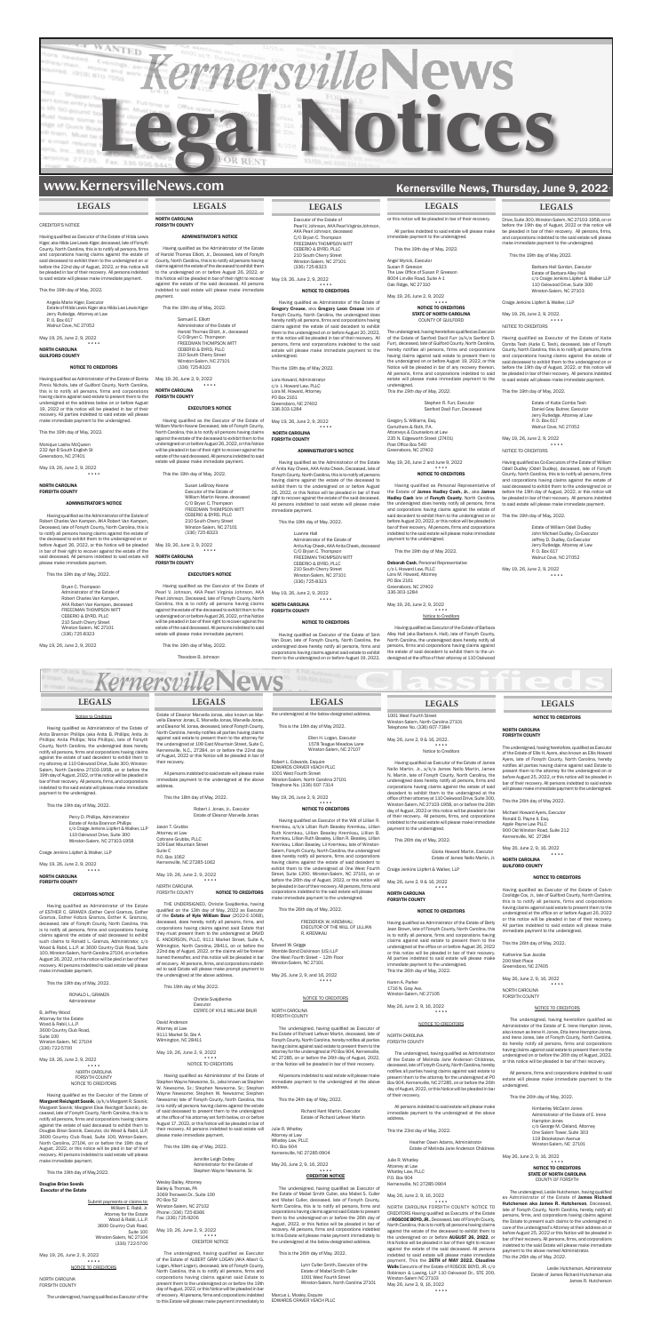# Kernersville News Legal Notices

**www.KernersvilleNews.com** **Kernersville News, Thursday, June 9, 2022**

## LEGALS

CREDITOR'S NOTICE

Having qualified as Executor of the Estate of Hilda Lewis Kiger, aka Hilda Lee Lewis Kiger, deceased, late of Forsyth County, North Carolina, this is to notify all persons, firms and corporations having claims against the estate of said deceased to exhibit them to the undersigned on or before the 22nd day of August, 2022, or this notice will be pleaded in bar of their recovery. All persons indebted to said estate will please make immediate payment.

This the 19th day of May, 2022.

Angela Marie Kiger, Executor
Estate of Hilda Lewis Kiger aka Hilda Lee Lewis Kiger
Jerry Rutledge, Attorney at Law
P. O. Box 617
Walnut Cove, NC 27052

May 19, 26, June 2, 9, 2022

**NORTH CAROLINA GUILFORD COUNTY**

**NOTICE TO CREDITORS**

Having qualified as Administrator of the Estate of Bonita Pinnix Nichols, late of Guilford County, North Carolina, this is to notify all persons, firms and corporations having claims against said estate to present them to the undersigned at the address below on or before August 19, 2022 or this notice will be pleaded in bar of their recovery. All parties indebted to said estate will please make immediate payment to the undersigned.

This the 19th day of May, 2022.

Monique Lashe McQueen
232 Apt B South English St
Greensboro, NC 27401

May 19, 26, June 2, 9, 2022

**NORTH CAROLINA FORSYTH COUNTY**

**ADMINISTRATOR'S NOTICE**

Having qualified as the Administrator of the Estate of Robert Charles Van Kampen, AKA Robert Van Kampen, Deceased, late of Forsyth County, North Carolina, this is to notify all persons having claims against the estate of the deceased to exhibit them to the undersigned on or before August 26, 2022, or this Notice will be pleaded in bar of their right to recover against the estate of the said deceased. All persons indebted to said estate will please make immediate payment.

This the 19th day of May, 2022.

Bryan C. Thompson
Administrator of the Estate of
Robert Charles Van Kampen,
AKA Robert Van Kampen, deceased
FREEDMAN THOMPSON WITT
CEBERIO & BYRD, PLLC
210 South Cherry Street
Winston-Salem, NC 27101
(336) 725-8323

May 19, 26, June 2, 9, 2022

**NORTH CAROLINA FORSYTH COUNTY**

**ADMINISTRATOR'S NOTICE**

Having qualified as the Administrator of the Estate of Harold Thomas Elliott, Jr., Deceased, late of Forsyth County, North Carolina, this is to notify all persons having claims against the estate of the deceased to exhibit them to the undersigned on or before August 26, 2022, or this Notice will be pleaded in bar of their right to recover against the estate of the said deceased. All persons indebted to said estate will please make immediate payment.

This the 19th day of May, 2022.

Samuel E. Elliott
Administrator of the Estate of
Harold Thomas Elliott, Jr., deceased
C/O Bryan C. Thompson
FREEDMAN THOMPSON WITT
CEBERIO & BYRD, PLLC
210 South Cherry Street
Winston-Salem, NC 27101
(336) 725-8323

May 19, 26, June 2, 9, 2022

**NORTH CAROLINA FORSYTH COUNTY**

**EXECUTOR'S NOTICE**

Having qualified as the Executor of the Estate of William Martin Keane Deceased, late of Forsyth County, North Carolina, this is to notify all persons having claims against the estate of the deceased to exhibit them to the undersigned on or before August 26, 2022, or this Notice will be pleaded in bar of their right to recover against the estate of the said deceased. All persons indebted to said estate will please make immediate payment.

This the 19th day of May, 2022.

Susan LeBrocq Keane
Executor of the Estate of
William Martin Keane, deceased
C/O Bryan C. Thompson
FREEDMAN THOMPSON WITT
CEBERIO & BYRD, PLLC
210 South Cherry Street
Winston-Salem, NC 27101
(336) 725-8323

May 19, 26, June 2, 9, 2022

**NORTH CAROLINA FORSYTH COUNTY**

**EXECUTOR'S NOTICE**

Having qualified as the Executor of the Estate of Pearl V. Johnson, AKA Pearl Virginia Johnson, AKA Pearl Johnson, Deceased, late of Forsyth County, North Carolina, this is to notify all persons having claims against the estate of the deceased to exhibit them to the undersigned on or before August 26, 2022, or this Notice will be pleaded in bar of their right to recover against the estate of the said deceased. All persons indebted to said estate will please make immediate payment.

This the 19th day of May, 2022.

Theodore B. Johnson
Executor of the Estate of
Pearl V. Johnson, AKA Pearl Virginia Johnson,
AKA Pearl Johnson, deceased
C/O Bryan C. Thompson
FREEDMAN THOMPSON WITT
CEBERIO & BYRD, PLLC
210 South Cherry Street
Winston-Salem, NC 27101
(336) 725-8323

May 19, 26, June 2, 9, 2022

**NOTICE TO CREDITORS**

Having qualified as Administrator of the Estate of **Gregory Crosse**, aka **Gregory Leon Crosse** late of Forsyth County, North Carolina, the undersigned does hereby notify all persons, firms and corporations having claims against the estate of said decedent to exhibit them to the undersigned on or before August 20, 2022, or this notice will be pleaded in bar of their recovery. All persons, firms and corporations indebted to the said estate will please make immediate payment to the undersigned.

This the 19th day of May, 2022.

Lora Howard, Administrator
c/o L. Howard Law, PLLC
Lora M. Howard, Attorney
PO Box 2161
Greensboro, NC 27402
336-303-1284

May 19, 26, June 2, 9, 2022

**NORTH CAROLINA FORSYTH COUNTY**

**ADMINISTRATOR'S NOTICE**

Having qualified as the Administrator of the Estate of Anita Kay Cheek, AKA Anita Cheek, Deceased, late of Forsyth County, North Carolina, this is to notify all persons having claims against the estate of the deceased to exhibit them to the undersigned on or before August 26, 2022, or this Notice will be pleaded in bar of their right to recover against the estate of the said deceased. All persons indebted to said estate will please make immediate payment.

This the 19th day of May, 2022.

Luanne Hall
Administrator of the Estate of
Anita Kay Cheek, AKA Anita Cheek, deceased
C/O Bryan C. Thompson
FREEDMAN THOMPSON WITT
CEBERIO & BYRD, PLLC
210 South Cherry Street
Winston-Salem, NC 27101
(336) 725-8323

May 19, 26, June 2, 9, 2022

**NORTH CAROLINA FORSYTH COUNTY**

**NOTICE TO CREDITORS**

Having qualified as Executor of the Estate of Sinh Van Doan, late of Forsyth County, North Carolina, the undersigned does hereby notify all persons, firms and corporations having claims against said estate to exhibit them to the undersigned on or before August 19, 2022, or this notice will be pleaded in bar of their recovery.

All parties indebted to said estate will please make immediate payment to the undersigned.

This the 19th day of May, 2022.

Angel Wyrick, Executor
Susan P. Greeson
The Law Office of Susan P. Greeson
8004 Linville Road, Suite A-1
Oak Ridge, NC 27310

May 19, 26, June 2, 9, 2022

**NOTICE TO CREDITORS STATE OF NORTH CAROLINA**
COUNTY OF GUILFORD

The undersigned, having heretofore qualified as Executor of the Estate of Sanford Dacil Furr (a/k/a Sanford D. Furr), deceased, late of Guilford County, North Carolina, hereby notifies all persons, firms and corporations having claims against said estate to present them to the undersigned on or before August 19, 2022, or this Notice will be pleaded in bar of any recovery thereon. All persons, firms and corporations indebted to said estate will please make immediate payment to the undersigned.
This the 19th of May, 2022.

Stephen R. Furr, Executor
Sanford Dacil Furr, Deceased

Gregory S. Williams, Esq.
Caruthers & Roth, P.A.
Attorneys & Counselors at Law
235 N. Edgeworth Street (27401)
Post Office Box 540
Greensboro, NC 27402

May 19, 26, June 2 and 9, 2022

**NOTICE TO CREDITORS**

Having qualified as Personal Representative of the Estate of **James Hadley Cash, Jr.**, aka **James Hadley Cash** late of **Forsyth County**, North Carolina, the undersigned does hereby notify all persons, firms and corporations having claims against the estate of said decedent to exhibit them to the undersigned on or before August 20, 2022, or this notice will be pleaded in bar of their recovery. All persons, firms and corporations indebted to the said estate will please make immediate payment to the undersigned.

This the 19th day of May, 2022.

**Deborah Cash**, Personal Representative
c/o L. Howard Law, PLLC
Lora M. Howard, Attorney
PO Box 2161
Greensboro, NC 27402
336-303-1284

May 19, 26, June 2, 9, 2022

Notice to Creditors

Having qualified as Executor of the Estate of Barbara Alley Hall (aka Barbara A. Hall), late of Forsyth County, North Carolina, the undersigned does hereby notify all persons, firms and corporations having claims against the estate of said decedent to exhibit them to the undersigned at the office of their attorney at 110 Oakwood Drive, Suite 300, Winston-Salem, NC 27103-1958, on or before the 19th day of August, 2022 or this notice will be pleaded in bar of their recovery. All persons, firms, and corporations indebted to the said estate will please make immediate payment to the undersigned.

This the 19th day of May, 2022.

Barbara Hall Gordon, Executor
Estate of Barbara Alley Hall
c/o Craige Jenkins Liipfert & Walker LLP
110 Oakwood Drive, Suite 300
Winston-Salem, NC 27103

Craige Jenkins Liipfert & Walker, LLP

May 19, 26, June 2, 9, 2022

NOTICE TO CREDITORS

Having qualified as Administrator of the Estate of Katie Combs Teah (Katie C. Teah), deceased, late of Forsyth County, North Carolina, this is to notify all persons, firms and corporations having claims against the estate of said deceased to exhibit them to the undersigned on or before the 19th day of August, 2022, or this notice will be pleaded in bar of their recovery. All persons indebted to said estate will please make immediate payment.

This the 19th day of May, 2022.

Estate of Katie Combs Teah
Daniel Gray Bulmer, Executor
Jerry Rutledge, Attorney at Law
P. O. Box 617
Walnut Cove, NC 27052

May 19, 26, June 2, 9, 2022

NOTICE TO CREDITORS

Having qualified as Co-Executors of the Estate of William Odell Dudley (Odell Dudley), deceased, late of Forsyth County, North Carolina, this is to notify all persons, firms and corporations having claims against the estate of said deceased to exhibit them to the undersigned on or before the 19th day of August, 2022, or this notice will be pleaded in bar of their recovery. All persons indebted to said estate will please make immediate payment.

This the 19th day of May, 2022.

Estate of William Odell Dudley
John Michael Dudley, Co-Executor
Jeffrey D. Dudley, Co-Executor
Jerry Rutledge, Attorney at Law
P. O. Box 617
Walnut Cove, NC 27052

May 19, 26, June 2, 9, 2022

# KernersvilleNews Classifieds

## LEGALS

Notice to Creditors

Having qualified as Administrator of the Estate of Anita Brannon Phillips (aka Anita B. Phillips; Anita B. Phillips; Anita Phillips; Nita Phillips), late of Forsyth County, North Carolina, the undersigned does hereby notify all persons, firms and corporations having claims against the estate of said decedent to exhibit them to my attorney at 110 Oakwood Drive, Suite 300, Winston-Salem, North Carolina 27103-1958, on or before the 19th day of August, 2022, or this notice will be pleaded in bar of their recovery. All persons, firms, and corporations indebted to the said estate will please make immediate payment to the undersigned.

This the 19th day of May, 2022.

Percy D. Phillips, Administrator
Estate of Anita Brannon Phillips
c/o Craige Jenkins Liipfert & Walker LLP
110 Oakwood Drive, Suite 300
Winston-Salem, NC 27103-1958

Craige Jenkins Liipfert & Walker, LLP

May 19, 26, June 2, 9, 2022

**NORTH CAROLINA FORSYTH COUNTY**

**CREDITORS NOTICE**

Having qualified as Administrator of the Estate of ESTHER C. GRAMZA (Esther Carol Gramza, Esther Gramza, Esther Hobzra Gramza, Esther K. Gramza), deceased, late of Forsyth County, North Carolina, this is to notify all persons, firms and corporations having claims against the estate of said deceased to exhibit such claims to Ronald L. Gramza, Administrator, c/o Wood & Rabil, LLP, at 3600 Country Club Road, Suite 100, Winston-Salem, North Carolina 27104, on or before August 26, 2022, or this notice will be pled in bar of their recovery. All persons indebted to said estate will please make immediate payment.

This the 19th day of May, 2022.

RONALD L. GRAMZA
Administrator

B. Jeffrey Wood
Attorney for the Estate
Wood & Rabil, L.L.P.
3600 Country Club Road,
Suite 100
Winston-Salem, NC 27104
(336) 722-5700

May 19, 26, June 2, 9, 2022

NORTH CAROLINA
FORSYTH COUNTY
NOTICE TO CREDITORS

Having qualified as the Executor of the Estate of **Margaret Reichgott Sosnik**, (a/k/a Margaret R. Sosnik; Margaret Sosnik; Margaret Elsie Reichgott Sosnik), deceased, late of Forsyth County, North Carolina, this is to notify all persons, firms and corporations having claims against the estate of said deceased to exhibit them to Douglas Brian Sosnik, Executor, c/o Wood & Rabil, LLP, 3600 Country Club Road, Suite 100, Winston-Salem, North Carolina, 27104, on or before the 19th day of August, 2022, or this notice will be pled in bar of their recovery. All persons indebted to said estate will please make immediate payment.

This the 19th day of May, 2022.

**Douglas Brian Sosnik**
**Executor of the Estate**

Submit payments or claims to:
William E. Rabil, Jr.
Attorney for the Estate
Wood & Rabil, L.L.P.
3600 Country Club Road,
Suite 100
Winston-Salem, NC 27104
(336) 722-5700

May 19, 26, June 2, 9, 2022

NOTICE TO CREDITORS

NORTH CAROLINA
FORSYTH COUNTY

The undersigned, having qualified as Executor of the Estate of Eleanor Marvella Jonas, also known as Marvella Eleanor Jonas, E. Marvella Jonas, Marvella Jonas, and Eleanor M. Jonas, deceased, late of Forsyth County, North Carolina, hereby notifies all parties having claims against said estate to present them to the attorney for the undersigned at 109 East Mountain Street, Suite C, Kernersville, N.C., 27284, on or before the 22nd day of August, 2022 or this Notice will be pleaded in bar of their recovery.

All persons indebted to said estate will please make immediate payment to the undersigned at the above address.

This the 18th day of May, 2022.

Robert L. Jonas, Jr., Executor
Estate of Eleanor Marvella Jonas

Jason T. Grubbs
Attorney at Law
Cofrancesco Grubbs, PLLC
109 East Mountain Street
Suite C
P.O. Box 1062
Kernersville, NC 27285-1062

May 19, 26, June 2, 9, 2022

NORTH CAROLINA
FORSYTH COUNTY **NOTICE TO CREDITORS**

THE UNDERSIGNED, Christie Swajdenka, having qualified on the 13th day of May, 2022 as Executor of the **Estate of Kyle William Baur** (22-E-1068), deceased, does hereby notify all persons, firms, and corporations having claims against said Estate that they must present them to the undersigned at DAVID E. ANDERSON, PLLC, 9111 Market Street, Suite A, Wilmington, North Carolina 28411, on or before the 22nd day of August, 2022, or the claims will be forever barred thereafter, and this notice will be pleaded in bar of recovery. All persons, firms, and corporations indebted to said Estate will please make prompt payment to the undersigned at the above address.

This 19th day of May, 2022.

Christie Swajdenka
Executor
ESTATE OF KYLE WILLIAM BAUR

David Anderson
Attorney at Law
9111 Market St, Ste A
Wilmington, NC 28411

May 19, 26, June 2, 9, 2022

NOTICE TO CREDITORS

Having qualified as Administrator of the Estate of Stephen Wayne Newsome, Sr., (also known as Stephen W. Newsome, Sr.; Stephen Newsome, Sr.; Stephen Wayne Newsome; Stephen W. Newsome; Stephen Newsome) late of Forsyth County, North Carolina, this is to notify all persons having claims against the estate of said deceased to present them to the undersigned at the office of his attorney set forth below, on or before August 17, 2022, or this Notice will be pleaded in bar of their recovery. All persons indebted to said estate will please make immediate payment.

This the 19th day of May, 2022.

Jennifer Leigh Dobey
Administrator for the Estate of
Stephen Wayne Newsome, Sr.

Wesley Bailey, Attorney
Bailey & Thomas, PA
3069 Trenwest Dr., Suite 100
PO Box 52
Winston-Salem, NC 27102
Phone: (336) 725-9366
Fax: (336) 725-9206

May 19, 26, June 2, 9, 2022

CREDITOR NOTICE

The undersigned, having qualified as Executor of the Estate of ALBERT GRAY LOGAN (AKA Albert G. Logan, Albert Logan), deceased, late of Forsyth County, North Carolina, this is to notify all persons, firms and corporations having claims against said Estate to present them to the undersigned on or before the 19th day of August, 2022 or this Notice will be pleaded in bar of recovery. All persons, firms and corporations indebted to this Estate will please make payment immediately to the undersigned at the below-designated address.

This the 19th day of May, 2022.

Ellen H. Logan, Executor
1578 Teague Meadows Lane
Winston-Salem, NC 27107

Robert L. Edwards, Esquire
EDWARDS CRAVER VEACH PLLC
1001 West Fourth Street
Winston-Salem, North Carolina 27101
Telephone No. (336) 607-7314

May 19, 26, June 2, 9, 2022

**NOTICE TO CREDITORS**

Having qualified as Executor of the Will of Lillian R. Kremkau, a/k/a Lillian Ruth Beasley Kremkau, Lillian Ruth Kremkau, Lillian Beasley Kremkau, Lillian B. Kremkau, Lillian Ruth Beasley, Lillian R. Beasley, Lillian Kremkau, Lillian Beasley, Lil Kremkau, late of Winston-Salem, Forsyth County, North Carolina, the undersigned does hereby notify all persons, firms and corporations having claims against the estate of said decedent to exhibit them to the undersigned at One West Fourth Street, Suite 1200, Winston-Salem, NC 27101, on or before the 26th day of August, 2022, or this notice will be pleaded in bar of their recovery. All persons, firms and corporations indebted to the said estate will please make immediate payment to the undersigned.

This the 26th day of May, 2022.

FREDERICK W. KREMKAU,
EXECUTOR OF THE WILL OF LILLIAN
R. KREMKAU

Edward W. Griggs
Womble Bond Dickinson (US) LLP
One West Fourth Street – 12th Floor
Winston-Salem, NC 27101

May 26, June 2, 9, and 16, 2022

NOTICE TO CREDITORS

NORTH CAROLINA
FORSYTH COUNTY

The undersigned, having qualified as Executor of the Estate of Richard LeFever Martin, deceased, late of Forsyth County, North Carolina, hereby notifies all parties having claims against said estate to present them to the attorney for the undersigned at PO Box 904, Kernersville, NC 27285, on or before the 26th day of August, 2022, or this Notice will be pleaded in bar of their recovery.

All persons indebted to said estate will please make immediate payment to the undersigned at the above address.

This the 24th day of May, 2022.

Richard Kent Martin, Executor
Estate of Richard LeFever Martin

Julie R. Whatley
Attorney at Law
Whatley Law, PLLC
P.O. Box 904
Kernersville, NC 27285-0904

May 26, June 2, 9, 16, 2022

**CREDITOR NOTICE**

The undersigned, having qualified as Executor of the Estate of Mabel Smith Cutler, aka Mabel S. Cutler and Mabel Cutler, deceased, late of Forsyth County, North Carolina, this is to notify all persons, firms and corporations having claims against said Estate to present them to the undersigned on or before the 26th day of August, 2022, or this Notice will be pleaded in bar of recovery. All persons, firms and corporations indebted to this Estate will please make payment immediately to the undersigned at the below-designated address.

This the 26th day of May, 2022.

Lynn Cutler Smith, Executor of the
Estate of Mabel Smith Cutler
1001 West Fourth Street
Winston-Salem, North Carolina 27101

Marcus L. Mosley, Esquire
EDWARDS CRAVER VEACH PLLC
1001 West Fourth Street
Winston-Salem, North Carolina 27101
Telephone No. (336) 607-7384

May 26, June 2, 9 & 16, 2022

Notice to Creditors

Having qualified as Executor of the Estate of James Nello Martin, Jr., a/k/a James Nello Martin, James N. Martin, late of Forsyth County, North Carolina, the undersigned does hereby notify all persons, firms and corporations having claims against the estate of said decedent to exhibit them to the undersigned at the office of their attorney at 110 Oakwood Drive, Suite 300, Winston-Salem, NC 27103-1958, on or before the 26th day of August, 2022 or this notice will be pleaded in bar of their recovery. All persons, firms, and corporations indebted to the said estate will please make immediate payment to the undersigned.

This the 26th day of May, 2022.

Gloria Howard Martin, Executor
Estate of James Nello Martin, Jr.

Craige Jenkins Liipfert & Walker, LLP

May 26, June 2, 9 & 16, 2022

**NORTH CAROLINA FORSYTH COUNTY**

**NOTICE TO CREDITORS**

Having qualified as Administrator of the Estate of Betty Jean Brown, late of Forsyth County, North Carolina, this is to notify all persons, firms and corporations having claims against said estate to present them to the undersigned at the office on or before August 26, 2022 or this notice will be pleaded in bar of their recovery. All parties indebted to said estate will please make immediate payment to the undersigned.
This the 26th day of May, 2022.

Karen A. Parker
1718 N. Gray Ave.
Winston-Salem, NC 27105

May 26, June 2, 9, 16, 2022

NOTICE TO CREDITORS

NORTH CAROLINA
FORSYTH COUNTY

The undersigned, having qualified as Administrator of the Estate of Melinda Jane Anderson Childress, deceased, late of Forsyth County, North Carolina, hereby notifies all parties having claims against said estate to present them to the attorney for the undersigned at PO Box 904, Kernersville, NC 27285, on or before the 26th day of August, 2022, or this Notice will be pleaded in bar of their recovery.

All persons indebted to said estate will please make immediate payment to the undersigned at the above address.

This the 23rd day of May, 2022.

Heather Dawn Adams, Administrator
Estate of Melinda Jane Anderson Childress

Julie R. Whatley
Attorney at Law
Whatley Law, PLLC
P.O. Box 904
Kernersville, NC 27285-0904

May 26, June 2, 9, 16, 2022

NORTH CAROLINA FORSYTH COUNTY NOTICE TO CREDITORS Having qualified as Executrix of the Estate of **ROSCOE BOYD, JR.**, Deceased, late of Forsyth County, North Carolina, this is to notify all persons, firms and corporations having claims against the estate of the deceased to exhibit them to the undersigned on or before **AUGUST 26, 2022**, or this Notice will be pleaded in bar of their right to recover against the estate of the said deceased. All persons indebted to said estate will please make immediate payment. This the **26TH of MAY 2022. Claudine Walls** Executrix of the Estate of ROSCOE BOYD, JR. c/o Robinson & Lawing, LLP 110 Oakwood Dr., STE 200, Winston-Salem NC 27103
May 26, June 2, 9, 16, 2022

**NOTICE TO CREDITORS**

**NORTH CAROLINA FORSYTH COUNTY**

The undersigned, having heretofore qualified as Executor of the Estate of Ellie H. Ayers, also known as Ellis Howard Ayers, late of Forsyth County, North Carolina, hereby notifies all parties having claims against said Estate to present them to the attorney for the undersigned on or before August 25, 2022, or this notice will be pleaded in bar of their recovery. All persons indebted to said estate will please make immediate payment to the undersigned.

This the 26th day of May, 2022.

Michael Howard Ayers, Executor
Ronald D. Payne II, Esq.
Apple Payne Law PLLC
900 Old Winston Road, Suite 212
Kernersville, NC 27284

May 26, June 2, 9, 16, 2022

**NORTH CAROLINA GUILFORD COUNTY**

**NOTICE TO CREDITORS**

Having qualified as Executor of the Estate of Calvin Coolidge Cox, Jr., late of Guilford County, North Carolina, this is to notify all persons, firms and corporations having claims against said estate to present them to the undersigned at the office on or before August 26, 2022 or this notice will be pleaded in bar of their recovery. All parties indebted to said estate will please make immediate payment to the undersigned.

This the 26th day of May, 2022.

Katherine Sue Jacobs
200 Mast Place
Greensboro, NC 27405

May 26, June 2, 9, 16, 2022

NORTH CAROLINA
FORSYTH COUNTY

NOTICE TO CREDITORS

The undersigned, having heretofore qualified as Administrator of the Estate of E. Irene Hampton Jones, also known as Irene H. Jones, Ella Irene Hampton Jones, and Irene Jones, late of Forsyth County, North Carolina, do hereby notify all persons, firms and corporations having claims against said estate to present them to the undersigned on or before the 26th day of August, 2022, or this notice will be pleaded in bar of their recovery.

All persons, firms and corporations indebted to said estate will please make immediate payment to the undersigned.

This the 26th day of May, 2022.

Kimberely McCann Jones
Administrator of the Estate of E. Irene
Hampton Jones
c/o George W. Cleland, Attorney
One Salem Tower, Suite 301
119 Brookstown Avenue
Winston-Salem, NC 27101

May 26, June 2, 9, 16, 2022

**NOTICE TO CREDITORS STATE OF NORTH CAROLINA**
COUNTY OF FORSYTH

The undersigned, Leslie Hutcheson, having qualified as Administrator of the Estate of **James Richard Hutcheson aka James R. Hutcheson**, Deceased, late of Forsyth County, North Carolina, hereby notify all persons, firms, and corporations having claims against the Estate to present such claims to the undersigned in care of the undersigned's Attorney at their address on or before August 25, 2022 or this Notice will be pleaded in bar of their recovery. All persons, firms, and corporations indebted to the said Estate will please make immediate payment to the above named Administrator.
*This the 26th day of May, 2022.*

Leslie Hutcheson, Administrator
Estate of James Richard Hutcheson aka
James R. Hutcheson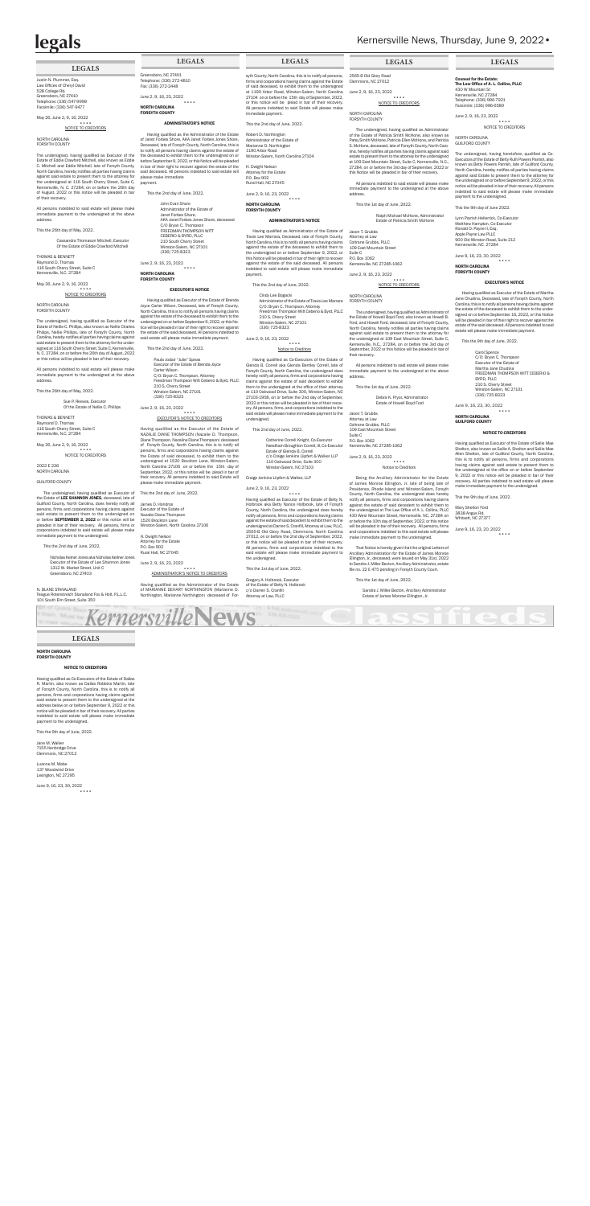# legals

## LEGALS

Justin N. Plummer, Esq.
Law Offices of Cheryl David
528 College Rd.
Greensboro, NC 27410
Telephone: (336) 547-9999
Facsimile: (336) 547-9477

May 26, June 2, 9, 16, 2022

• • • •

NOTICE TO CREDITORS

NORTH CAROLINA
FORSYTH COUNTY

The undersigned, having qualified as Executor of the Estate of Eddie Crawford Mitchell, also known as Eddie C. Mitchell and Eddie Mitchell, late of Forsyth County, North Carolina, hereby notifies all parties having claims against said estate to present them to the attorney for the undersigned at 116 South Cherry Street, Suite C, Kernersville, N. C. 27284, on or before the 26th day of August, 2022 or this notice will be pleaded in bar of their recovery.

All persons indebted to said estate will please make immediate payment to the undersigned at the above address.

This the 26th day of May, 2022.

Cassandra Thomason Mitchell, Executor
Of the Estate of Eddie Crawford Mitchell

THOMAS & BENNETT
Raymond D. Thomas
116 South Cherry Street, Suite C
Kernersville, N.C. 27284

May 26, June 2, 9, 16, 2022

• • • •

NOTICE TO CREDITORS

NORTH CAROLINA
FORSYTH COUNTY

The undersigned, having qualified as Executor of the Estate of Nellie C. Phillips, also known as Nellie Charles Phillips, Nellie Phillips, late of Forsyth County, North Carolina, hereby notifies all parties having claims against said estate to present them to the attorney for the undersigned at 116 South Cherry Street, Suite C, Kernersville, N. C. 27284, on or before the 26th day of August, 2022 or this notice will be pleaded in bar of their recovery.

All persons indebted to said estate will please make immediate payment to the undersigned at the above address.

This the 26th day of May, 2022.

Sue P. Reeves, Executor
Of the Estate of Nellie C. Phillips

THOMAS & BENNETT
Raymond D. Thomas
116 South Cherry Street, Suite C
Kernersville, N.C. 27284

May 26, June 2, 9, 16, 2022

• • • •

NOTICE TO CREDITORS

2022 E 236
NORTH CAROLINA

GUILFORD COUNTY

The undersigned, having qualified as Executor of the Estate of **LEE SHANNON JONES**, deceased, late of Guilford County, North Carolina, does hereby notify all persons, firms and corporations having claims against said estate to present them to the undersigned on or before **SEPTEMBER 2, 2022** or this notice will be pleaded in bar of their recovery. All persons, firms or corporations indebted to said estate will please make immediate payment to the undersigned.

This the 2nd day of June, 2022.

Nicholas Kellner Jones aka Nicholas Kellner Jones
Executor of the Estate of Lee Shannon Jones
1312 W. Market Street, Unit C
Greensboro, NC 27403

N. BLANE STANALAND
Teague Rotenstreich Stanaland Fox & Holt, P.L.L.C.
101 South Elm Street, Suite 350
Greensboro, NC 27401
Telephone: (336) 272-4810
Fax: (336) 272-2448

June 2, 9, 16, 23, 2022

• • • •

**NORTH CAROLINA**
**FORSYTH COUNTY**

**ADMINISTRATOR'S NOTICE**

Having qualified as the Administrator of the Estate of Janet Forbes Shore, AKA Janet Forbes Jones Shore, Deceased, late of Forsyth County, North Carolina, this is to notify all persons having claims against the estate of the deceased to exhibit them to the undersigned on or before September 9, 2022, or this Notice will be pleaded in bar of their right to recover against the estate of the said deceased. All persons indebted to said estate will please make immediate payment.

This the 2nd day of June, 2022.

John Evan Shore
Administrator of the Estate of
Janet Forbes Shore,
AKA Janet Forbes Jones Shore, deceased
C/O Bryan C. Thompson
FREEDMAN THOMPSON WITT
CEBERIO & BYRD, PLLC
210 South Cherry Street
Winston-Salem, NC 27101
(336) 725-8323

June 2, 9, 16, 23, 2022

• • • •

**NORTH CAROLINA**
**FORSYTH COUNTY**

**EXECUTOR'S NOTICE**

Having qualified as Executor of the Estate of Brenda Joyce Carter Wilson, Deceased, late of Forsyth County, North Carolina, this is to notify all persons having claims against the estate of the deceased to exhibit them to the undersigned on or before September 9, 2022, or this Notice will be pleaded in bar of their right to recover against the estate of the said deceased. All persons indebted to said estate will please make immediate payment.

This the 2nd day of June, 2022.

Paula Jodie "Julie" Speas
Executor of the Estate of Brenda Joyce
Carter Wilson
C/O: Bryan C. Thompson, Attorney
Freedman Thompson Witt Ceberio & Byrd, PLLC
210 S. Cherry Street
Winston Salem, NC 27101
(336) 725-8323

June 2, 9, 16, 23, 2022

• • • •

EXECUTOR'S NOTICE TO CREDITORS

Having qualified as the Executor of the Estate of NAZALIE DIANE THOMPSON (Nazalie D. Thompson, Diane Thompson, Nazaline Diane Thompson) deceased of Forsyth County, North Carolina, this is to notify all persons, firms and corporations having claims against the Estate of said deceased, to exhibit them to the undersigned at 1520 Brockton Lane, Winston-Salem, North Carolina 27106 on or before the 15th day of September, 2022, or this notice will be plead in bar of their recovery. All persons indebted to said Estate will please make immediate payment.

This the 2nd day of June, 2022.

James D. Hondros
Executor of the Estate of
Nazalie Diane Thompson
1520 Brockton Lane
Winston-Salem, North Carolina 27106

H. Dwight Nelson
Attorney for the Estate
P.O. Box 902
Rural Hall, NC 27045

June 2, 9, 16, 23, 2022

• • • •

ADMINISTRATOR'S NOTICE TO CREDITORS

Having qualified as the Administrator of the Estate of MARIANNE DEHART NORTHINGTON (Marianne D. Northington, Marianne Northington) deceased of Forsyth County, North Carolina, this is to notify all persons, firms and corporations having claims against the Estate of said deceased, to exhibit them to the undersigned at 1190 Arbor Road, Winston-Salem, North Carolina 27104 on or before the 15th day of September, 2022, or this notice will be plead in bar of their recovery. All persons indebted to said Estate will please make immediate payment.

This the 2nd day of June, 2022.

Robert D. Northington
Administrator of the Estate of
Marianne D. Northington
1190 Arbor Road
Winston-Salem, North Carolina 27104

H. Dwight Nelson
Attorney for the Estate
P.O. Box 902
Rural Hall, NC 27045

June 2, 9, 16, 23, 2022

• • • •

**NORTH CAROLINA**
**FORSYTH COUNTY**

**ADMINISTRATOR'S NOTICE**

Having qualified as Administrator of the Estate of Travis Lee Mamara, Deceased, late of Forsyth County, North Carolina, this is to notify all persons having claims against the estate of the deceased to exhibit them to the undersigned on or before September 9, 2022, or this Notice will be pleaded in bar of their right to recover against the estate of the said deceased. All persons indebted to said estate will please make immediate payment.

This the 2nd day of June, 2022.

Cindy Lee Bogacki
Administrator of the Estate of Travis Lee Mamara
C/O: Bryan C. Thompson, Attorney
Freedman Thompson Witt Ceberio & Byrd, PLLC
210 S. Cherry Street
Winston Salem, NC 27101
(336) 725-8323

June 2, 9, 16, 23, 2022

• • • •

Notice to Creditors

Having qualified as Co-Executors of the Estate of Glenda B. Cornell aka Glenda Bentley Cornell, late of Forsyth County, North Carolina, the undersigned does hereby notify all persons, firms and corporations having claims against the estate of said decedent to exhibit them to the undersigned at the office of their attorney at 110 Oakwood Drive, Suite 300, Winston-Salem, NC 27103-1958, on or before the 2nd day of September, 2022 or this notice will be pleaded in bar of their recovery. All persons, firms, and corporations indebted to the said estate will please make immediate payment to the undersigned.

This 2nd day of June, 2022.

Catherine Cornell Knight, Co-Executor
Needham Broughton Cornell, III, Co-Executor
Estate of Glenda B. Cornell
c/o Craige Jenkins Liipfert & Walker LLP
110 Oakwood Drive, Suite 300
Winston-Salem, NC 27103

Craige Jenkins Liipfert & Walker, LLP

June 2, 9, 16, 23, 2022

• • • •

Having qualified as Executor of the Estate of Betty N. Holbrook aka Betty Nance Holbrook, late of Forsyth County, North Carolina, the undersigned does hereby notify all persons, firms and corporations having claims against the estate of said decedent to exhibit them to the undersigned at Darren S. Cranfill, Attorney at Law, PLLC, 2565-B Old Glory Road, Clemmons, North Carolina 27012, on or before the 2nd day of September, 2022, or this notice will be pleaded in bar of their recovery. All persons, firms and corporations indebted to the said estate will please make immediate payment to the undersigned.

This the 1st day of June, 2022.

Gregory A. Holbrook, Executor
of the Estate of Betty N. Holbrook
c/o Darren S. Cranfill
Attorney at Law, PLLC
2565-B Old Glory Road
Clemmons, NC 27012

June 2, 9, 16, 23, 2022

• • • •

NOTICE TO CREDITORS

NORTH CAROLINA
FORSYTH COUNTY

The undersigned, having qualified as Administrator of the Estate of Patricia Smith McKone, also known as Patsy Smith McKone, Patricia Ellen McKone, and Patricia S. McKone, deceased, late of Forsyth County, North Carolina, hereby notifies all parties having claims against said estate to present them to the attorney for the undersigned at 109 East Mountain Street, Suite C, Kernersville, N.C., 27284, on or before the 3rd day of September, 2022 or this Notice will be pleaded in bar of their recovery.

All persons indebted to said estate will please make immediate payment to the undersigned at the above address.

This the 1st day of June, 2022.

Ralph Michael McKone, Administrator
Estate of Patricia Smith McKone

Jason T. Grubbs
Attorney at Law
Cofranne Grubbs, PLLC
109 East Mountain Street
Suite C
P.O. Box 1062
Kernersville, NC 27285-1062

June 2, 9, 16, 23, 2022

• • • •

NOTICE TO CREDITORS

NORTH CAROLINA
FORSYTH COUNTY

The undersigned, having qualified as Administrator of the Estate of Howell Boyd Ford, also known as Howell B. Ford, and Howell Ford, deceased, late of Forsyth County, North Carolina, hereby notifies all parties having claims against said estate to present them to the attorney for the undersigned at 109 East Mountain Street, Suite C, Kernersville, N.C., 27284, on or before the 1st day of September, 2022 or this Notice will be pleaded in bar of their recovery.

All persons indebted to said estate will please make immediate payment to the undersigned at the above address.

This the 1st day of June, 2022.

Debra K. Pryor, Administrator
Estate of Howell Boyd Ford

Jason T. Grubbs
Attorney at Law
Cofranne Grubbs, PLLC
109 East Mountain Street
Suite C
P.O. Box 1062
Kernersville, NC 27285-1062

June 2, 9, 16, 23, 2022

• • • •

Notice to Creditors

Being the Ancillary Administrator for the Estate of James Monroe Ellington, Jr. late of being late of Providence, Rhode Island and Winston-Salem, Forsyth County, North Carolina, the undersigned does hereby notify all persons, firms and corporations having claims against the estate of said decedent to exhibit them to the undersigned at The Law Office of A. L. Collins, PLLC 430 West Mountain Street, Kernersville, NC 27284 on or before the 10th day of September, 2022, or this notice will be pleaded in bar of their recovery. All persons, firms and corporations indebted to this said estate will please make immediate payment to the undersigned.

That Notice is hereby given that the original Letters of Ancillary Administration for the Estate of James Monroe Ellington, Jr., deceased, were issued on May 31st, 2022 to Sandra J. Miller Becton, Ancillary Administrator, estate file no. 22 E 471 pending in Forsyth County Court.

This the 1st day of June, 2022.

Sandra J. Miller Becton, Ancillary Administrator
Estate of James Monroe Ellington, Jr.

**Counsel for the Estate:**
**The Law Office of A. L. Collins, PLLC**
430 W Mountain St
Kernersville, NC 27284
Telephone: (336) 996-7921
Facsimile: (336) 996-6589

June 2, 9, 16, 23, 2022

• • • •

NOTICE TO CREDITORS

NORTH CAROLINA
GUILFORD COUNTY

The undersigned, having heretofore, qualified as Co-Executors of the Estate of Betty Ruth Powers Parrish, also known as Betty Powers Parrish, late of Guilford County, North Carolina, hereby notifies all parties having claims against said Estate to present them to the attorney for the undersigned on or before September 9, 2022, or this notice will be pleaded in bar of their recovery. All persons indebted to said estate will please make immediate payment to the undersigned.

This the 9th day of June, 2022.

Lynn Parrish Hellernick, Co-Executor
Matthew Hampton, Co-Executor
Ronald O. Payne II, Esq.
Apple Payne Law PLLC
900 Old Winston Road, Suite 212
Kernersville, NC 27284

June 9, 16, 23, 30, 2022

• • • •

**NORTH CAROLINA**
**FORSYTH COUNTY**

**EXECUTOR'S NOTICE**

Having qualified as Executor of the Estate of Martha Jane Chudina, Deceased, late of Forsyth County, North Carolina, this is to notify all persons having claims against the estate of the deceased to exhibit them to the undersigned on or before September 16, 2022, or this Notice will be pleaded in bar of their right to recover against the estate of the said deceased. All persons indebted to said estate will please make immediate payment.

This the 9th day of June, 2022.

Carol Spence
C/O: Bryan C. Thompson
Executor of the Estate of
Martha Jane Chudina
FREEDMAN THOMPSON WITT CEBERIO &
BYRD, PLLC
210 S. Cherry Street
Winston-Salem, NC 27101
(336) 725-8323

June 9, 16, 23, 30, 2022

• • • •

**NORTH CAROLINA**
**GUILFORD COUNTY**

**NOTICE TO CREDITORS**

Having qualified as Executor of the Estate of Sallie Mae Shelton, also known as Sallie A. Shelton and Sallie Mae Allen Shelton, late of Guilford County, North Carolina, this is to notify all persons, firms and corporations having claims against the undersigned to present them to the undersigned at the office on or before September 9, 2022 or this notice will be pleaded in bar of their recovery. All parties indebted to said estate will please make immediate payment to the undersigned.

This the 9th day of June, 2022.

Mary Shelton Ford
3838 Angus Rd.
Whitsett, NC 27377

June 9, 16, 23, 20, 2022

• • • •

## LEGALS

**NORTH CAROLINA**
**FORSYTH COUNTY**

**NOTICE TO CREDITORS**

Having qualified as Co-Executors of the Estate of Dallas R. Martin, also known as Dallas Robbins Martin, late of Forsyth County, North Carolina, this is to notify all persons, firms and corporations having claims against said estate to present them to the undersigned at the address below on or before September 9, 2022 or this notice will be pleaded in bar of their recovery. All parties indebted to said estate will please make immediate payment to the undersigned.

This the 9th day of June, 2022.

Jane M. Walker
7155 Henbridge Drive
Clemmons, NC 27012

Luanne M. Mabe
137 Woodwind Drive
Lexington, NC 27295

June 9, 16, 23, 30, 2022

• • • •